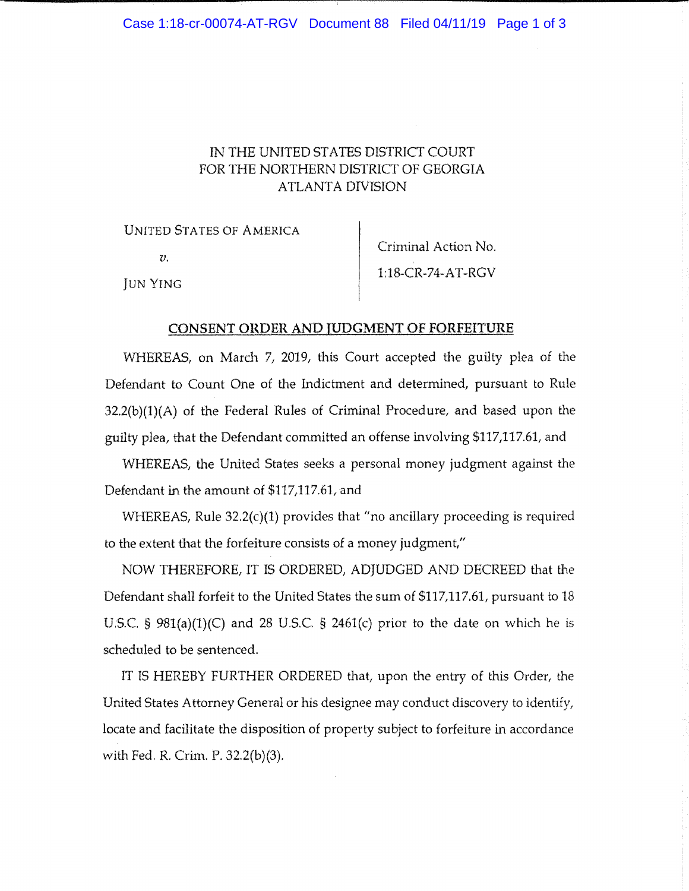IN THE UNITED STATES DISTRICT COURT
FOR THE NORTHERN DISTRICT OF GEORGIA
ATLANTA DIVISION

| | |
|---|---|
| UNITED STATES OF AMERICA<br><br>*v.*<br><br>JUN YING | Criminal Action No.<br><br>1:18-CR-74-AT-RGV |

## CONSENT ORDER AND JUDGMENT OF FORFEITURE

WHEREAS, on March 7, 2019, this Court accepted the guilty plea of the Defendant to Count One of the Indictment and determined, pursuant to Rule 32.2(b)(1)(A) of the Federal Rules of Criminal Procedure, and based upon the guilty plea, that the Defendant committed an offense involving $117,117.61, and

WHEREAS, the United States seeks a personal money judgment against the Defendant in the amount of $117,117.61, and

WHEREAS, Rule 32.2(c)(1) provides that "no ancillary proceeding is required to the extent that the forfeiture consists of a money judgment,"

NOW THEREFORE, IT IS ORDERED, ADJUDGED AND DECREED that the Defendant shall forfeit to the United States the sum of $117,117.61, pursuant to 18 U.S.C. § 981(a)(1)(C) and 28 U.S.C. § 2461(c) prior to the date on which he is scheduled to be sentenced.

IT IS HEREBY FURTHER ORDERED that, upon the entry of this Order, the United States Attorney General or his designee may conduct discovery to identify, locate and facilitate the disposition of property subject to forfeiture in accordance with Fed. R. Crim. P. 32.2(b)(3).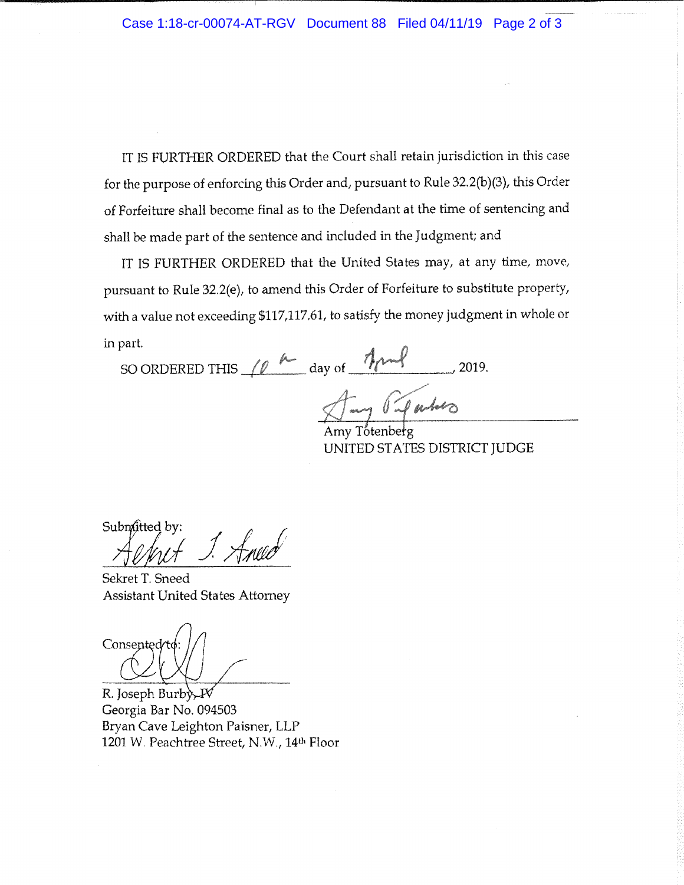IT IS FURTHER ORDERED that the Court shall retain jurisdiction in this case for the purpose of enforcing this Order and, pursuant to Rule 32.2(b)(3), this Order of Forfeiture shall become final as to the Defendant at the time of sentencing and shall be made part of the sentence and included in the Judgment; and

IT IS FURTHER ORDERED that the United States may, at any time, move, pursuant to Rule 32.2(e), to amend this Order of Forfeiture to substitute property, with a value not exceeding $117,117.61, to satisfy the money judgment in whole or in part.

SO ORDERED THIS 10th day of April, 2019.

Amy Totenberg
UNITED STATES DISTRICT JUDGE

Submitted by:

Sekret T. Sneed
Assistant United States Attorney

Consented to:

R. Joseph Burby, IV
Georgia Bar No. 094503
Bryan Cave Leighton Paisner, LLP
1201 W. Peachtree Street, N.W., 14th Floor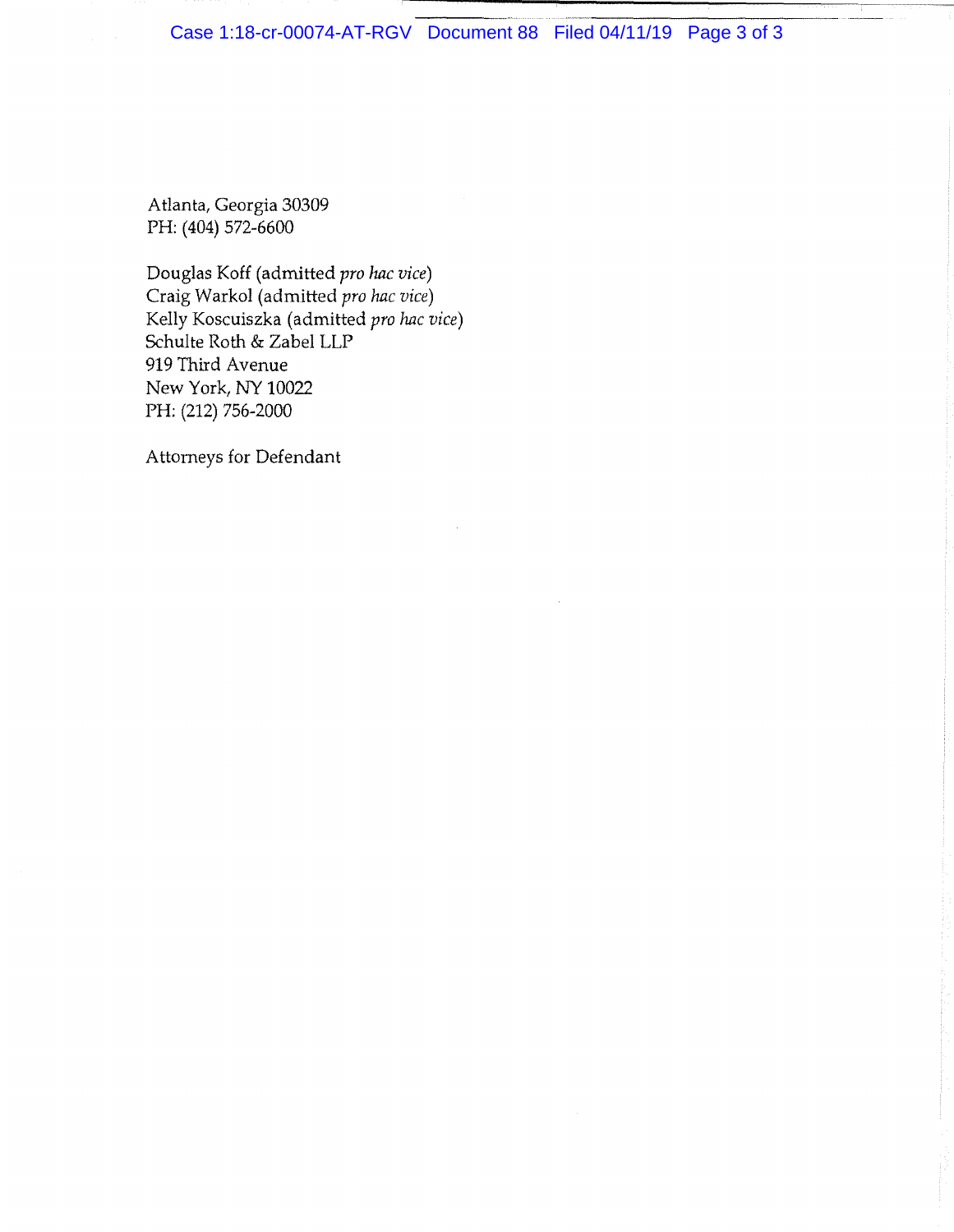Atlanta, Georgia 30309
PH: (404) 572-6600

Douglas Koff (admitted *pro hac vice*)
Craig Warkol (admitted *pro hac vice*)
Kelly Koscuiszka (admitted *pro hac vice*)
Schulte Roth & Zabel LLP
919 Third Avenue
New York, NY 10022
PH: (212) 756-2000

Attorneys for Defendant